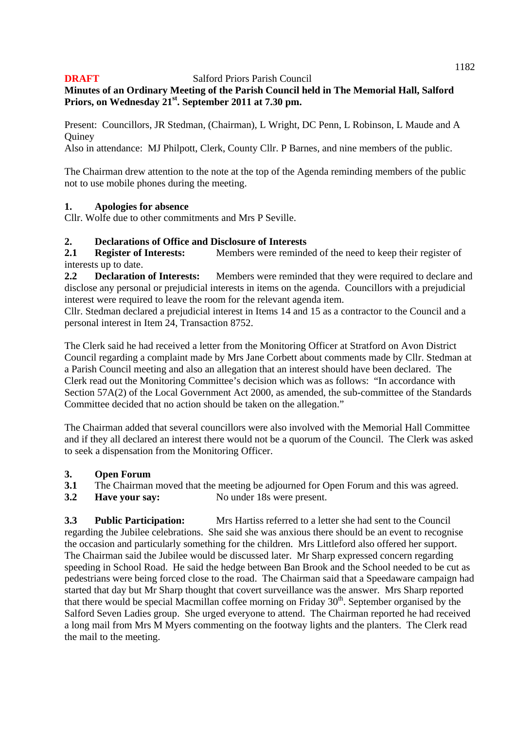**DRAFT** Salford Priors Parish Council

**Minutes of an Ordinary Meeting of the Parish Council held in The Memorial Hall, Salford Priors, on Wednesday 21st. September 2011 at 7.30 pm.**

Present: Councillors, JR Stedman, (Chairman), L Wright, DC Penn, L Robinson, L Maude and A Quiney

Also in attendance: MJ Philpott, Clerk, County Cllr. P Barnes, and nine members of the public.

The Chairman drew attention to the note at the top of the Agenda reminding members of the public not to use mobile phones during the meeting.

## 1. Apologies for absence

Cllr. Wolfe due to other commitments and Mrs P Seville.

## 2. Declarations of Office and Disclosure of Interests

**2.1 Register of Interests:** Members were reminded of the need to keep their register of interests up to date.

**2.2 Declaration of Interests:** Members were reminded that they were required to declare and disclose any personal or prejudicial interests in items on the agenda. Councillors with a prejudicial interest were required to leave the room for the relevant agenda item.

Cllr. Stedman declared a prejudicial interest in Items 14 and 15 as a contractor to the Council and a personal interest in Item 24, Transaction 8752.

The Clerk said he had received a letter from the Monitoring Officer at Stratford on Avon District Council regarding a complaint made by Mrs Jane Corbett about comments made by Cllr. Stedman at a Parish Council meeting and also an allegation that an interest should have been declared. The Clerk read out the Monitoring Committee's decision which was as follows: "In accordance with Section 57A(2) of the Local Government Act 2000, as amended, the sub-committee of the Standards Committee decided that no action should be taken on the allegation."

The Chairman added that several councillors were also involved with the Memorial Hall Committee and if they all declared an interest there would not be a quorum of the Council. The Clerk was asked to seek a dispensation from the Monitoring Officer.

## 3. Open Forum

**3.1** The Chairman moved that the meeting be adjourned for Open Forum and this was agreed.

**3.2 Have your say:** No under 18s were present.

**3.3 Public Participation:** Mrs Hartiss referred to a letter she had sent to the Council regarding the Jubilee celebrations. She said she was anxious there should be an event to recognise the occasion and particularly something for the children. Mrs Littleford also offered her support. The Chairman said the Jubilee would be discussed later. Mr Sharp expressed concern regarding speeding in School Road. He said the hedge between Ban Brook and the School needed to be cut as pedestrians were being forced close to the road. The Chairman said that a Speedaware campaign had started that day but Mr Sharp thought that covert surveillance was the answer. Mrs Sharp reported that there would be special Macmillan coffee morning on Friday 30th. September organised by the Salford Seven Ladies group. She urged everyone to attend. The Chairman reported he had received a long mail from Mrs M Myers commenting on the footway lights and the planters. The Clerk read the mail to the meeting.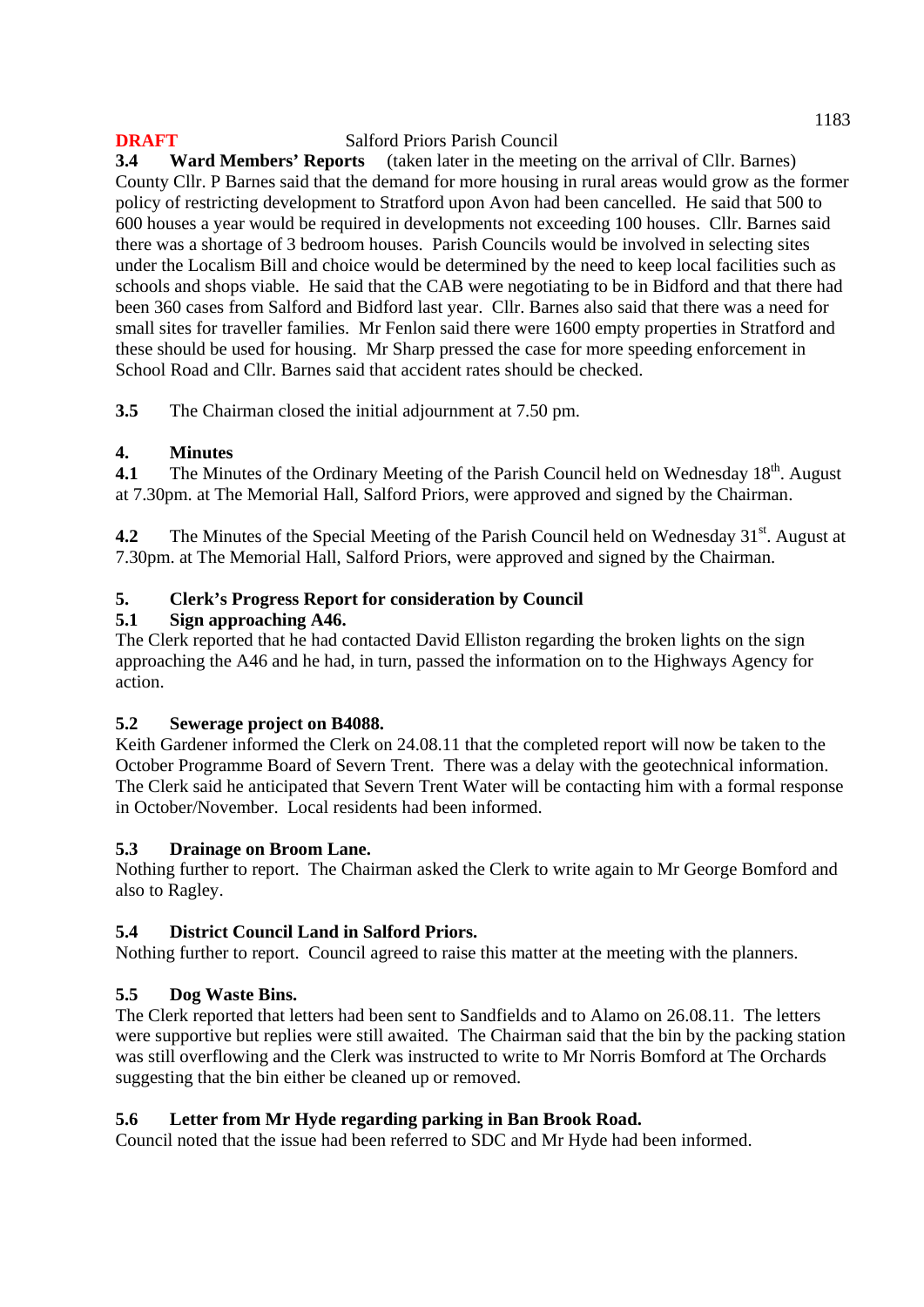**DRAFT** Salford Priors Parish Council

**3.4 Ward Members' Reports** (taken later in the meeting on the arrival of Cllr. Barnes)
County Cllr. P Barnes said that the demand for more housing in rural areas would grow as the former policy of restricting development to Stratford upon Avon had been cancelled. He said that 500 to 600 houses a year would be required in developments not exceeding 100 houses. Cllr. Barnes said there was a shortage of 3 bedroom houses. Parish Councils would be involved in selecting sites under the Localism Bill and choice would be determined by the need to keep local facilities such as schools and shops viable. He said that the CAB were negotiating to be in Bidford and that there had been 360 cases from Salford and Bidford last year. Cllr. Barnes also said that there was a need for small sites for traveller families. Mr Fenlon said there were 1600 empty properties in Stratford and these should be used for housing. Mr Sharp pressed the case for more speeding enforcement in School Road and Cllr. Barnes said that accident rates should be checked.

**3.5** The Chairman closed the initial adjournment at 7.50 pm.

## 4. Minutes

**4.1** The Minutes of the Ordinary Meeting of the Parish Council held on Wednesday 18th. August at 7.30pm. at The Memorial Hall, Salford Priors, were approved and signed by the Chairman.

**4.2** The Minutes of the Special Meeting of the Parish Council held on Wednesday 31st. August at 7.30pm. at The Memorial Hall, Salford Priors, were approved and signed by the Chairman.

## 5. Clerk's Progress Report for consideration by Council

### 5.1 Sign approaching A46.

The Clerk reported that he had contacted David Elliston regarding the broken lights on the sign approaching the A46 and he had, in turn, passed the information on to the Highways Agency for action.

### 5.2 Sewerage project on B4088.

Keith Gardener informed the Clerk on 24.08.11 that the completed report will now be taken to the October Programme Board of Severn Trent. There was a delay with the geotechnical information. The Clerk said he anticipated that Severn Trent Water will be contacting him with a formal response in October/November. Local residents had been informed.

### 5.3 Drainage on Broom Lane.

Nothing further to report. The Chairman asked the Clerk to write again to Mr George Bomford and also to Ragley.

### 5.4 District Council Land in Salford Priors.

Nothing further to report. Council agreed to raise this matter at the meeting with the planners.

### 5.5 Dog Waste Bins.

The Clerk reported that letters had been sent to Sandfields and to Alamo on 26.08.11. The letters were supportive but replies were still awaited. The Chairman said that the bin by the packing station was still overflowing and the Clerk was instructed to write to Mr Norris Bomford at The Orchards suggesting that the bin either be cleaned up or removed.

### 5.6 Letter from Mr Hyde regarding parking in Ban Brook Road.

Council noted that the issue had been referred to SDC and Mr Hyde had been informed.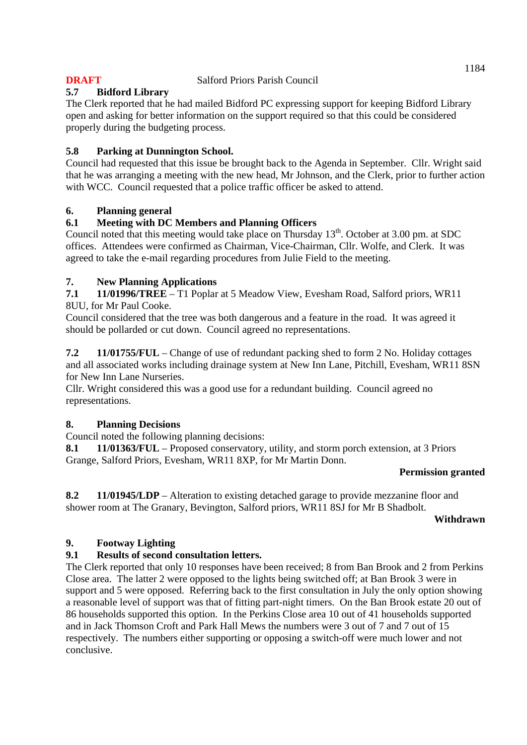**DRAFT** Salford Priors Parish Council

**5.7 Bidford Library**

The Clerk reported that he had mailed Bidford PC expressing support for keeping Bidford Library open and asking for better information on the support required so that this could be considered properly during the budgeting process.

**5.8 Parking at Dunnington School.**

Council had requested that this issue be brought back to the Agenda in September. Cllr. Wright said that he was arranging a meeting with the new head, Mr Johnson, and the Clerk, prior to further action with WCC. Council requested that a police traffic officer be asked to attend.

**6. Planning general**

**6.1 Meeting with DC Members and Planning Officers**

Council noted that this meeting would take place on Thursday 13th. October at 3.00 pm. at SDC offices. Attendees were confirmed as Chairman, Vice-Chairman, Cllr. Wolfe, and Clerk. It was agreed to take the e-mail regarding procedures from Julie Field to the meeting.

**7. New Planning Applications**

**7.1 11/01996/TREE** – T1 Poplar at 5 Meadow View, Evesham Road, Salford priors, WR11 8UU, for Mr Paul Cooke.

Council considered that the tree was both dangerous and a feature in the road. It was agreed it should be pollarded or cut down. Council agreed no representations.

**7.2 11/01755/FUL** – Change of use of redundant packing shed to form 2 No. Holiday cottages and all associated works including drainage system at New Inn Lane, Pitchill, Evesham, WR11 8SN for New Inn Lane Nurseries.

Cllr. Wright considered this was a good use for a redundant building. Council agreed no representations.

**8. Planning Decisions**

Council noted the following planning decisions:

**8.1 11/01363/FUL** – Proposed conservatory, utility, and storm porch extension, at 3 Priors Grange, Salford Priors, Evesham, WR11 8XP, for Mr Martin Donn.

**Permission granted**

**8.2 11/01945/LDP** – Alteration to existing detached garage to provide mezzanine floor and shower room at The Granary, Bevington, Salford priors, WR11 8SJ for Mr B Shadbolt.

**Withdrawn**

**9. Footway Lighting**

**9.1 Results of second consultation letters.**

The Clerk reported that only 10 responses have been received; 8 from Ban Brook and 2 from Perkins Close area. The latter 2 were opposed to the lights being switched off; at Ban Brook 3 were in support and 5 were opposed. Referring back to the first consultation in July the only option showing a reasonable level of support was that of fitting part-night timers. On the Ban Brook estate 20 out of 86 households supported this option. In the Perkins Close area 10 out of 41 households supported and in Jack Thomson Croft and Park Hall Mews the numbers were 3 out of 7 and 7 out of 15 respectively. The numbers either supporting or opposing a switch-off were much lower and not conclusive.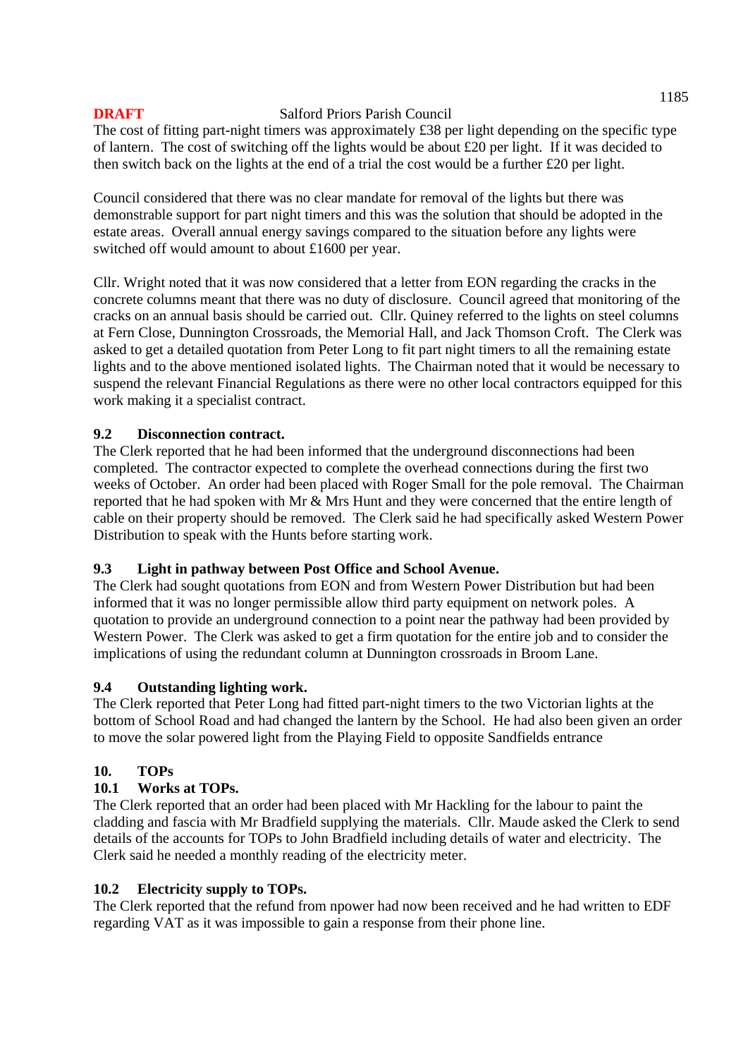The cost of fitting part-night timers was approximately £38 per light depending on the specific type of lantern. The cost of switching off the lights would be about £20 per light. If it was decided to then switch back on the lights at the end of a trial the cost would be a further £20 per light.

Council considered that there was no clear mandate for removal of the lights but there was demonstrable support for part night timers and this was the solution that should be adopted in the estate areas. Overall annual energy savings compared to the situation before any lights were switched off would amount to about £1600 per year.

Cllr. Wright noted that it was now considered that a letter from EON regarding the cracks in the concrete columns meant that there was no duty of disclosure. Council agreed that monitoring of the cracks on an annual basis should be carried out. Cllr. Quiney referred to the lights on steel columns at Fern Close, Dunnington Crossroads, the Memorial Hall, and Jack Thomson Croft. The Clerk was asked to get a detailed quotation from Peter Long to fit part night timers to all the remaining estate lights and to the above mentioned isolated lights. The Chairman noted that it would be necessary to suspend the relevant Financial Regulations as there were no other local contractors equipped for this work making it a specialist contract.

**9.2 Disconnection contract.**

The Clerk reported that he had been informed that the underground disconnections had been completed. The contractor expected to complete the overhead connections during the first two weeks of October. An order had been placed with Roger Small for the pole removal. The Chairman reported that he had spoken with Mr & Mrs Hunt and they were concerned that the entire length of cable on their property should be removed. The Clerk said he had specifically asked Western Power Distribution to speak with the Hunts before starting work.

**9.3 Light in pathway between Post Office and School Avenue.**

The Clerk had sought quotations from EON and from Western Power Distribution but had been informed that it was no longer permissible allow third party equipment on network poles. A quotation to provide an underground connection to a point near the pathway had been provided by Western Power. The Clerk was asked to get a firm quotation for the entire job and to consider the implications of using the redundant column at Dunnington crossroads in Broom Lane.

**9.4 Outstanding lighting work.**

The Clerk reported that Peter Long had fitted part-night timers to the two Victorian lights at the bottom of School Road and had changed the lantern by the School. He had also been given an order to move the solar powered light from the Playing Field to opposite Sandfields entrance

**10. TOPs**

**10.1 Works at TOPs.**

The Clerk reported that an order had been placed with Mr Hackling for the labour to paint the cladding and fascia with Mr Bradfield supplying the materials. Cllr. Maude asked the Clerk to send details of the accounts for TOPs to John Bradfield including details of water and electricity. The Clerk said he needed a monthly reading of the electricity meter.

**10.2 Electricity supply to TOPs.**

The Clerk reported that the refund from npower had now been received and he had written to EDF regarding VAT as it was impossible to gain a response from their phone line.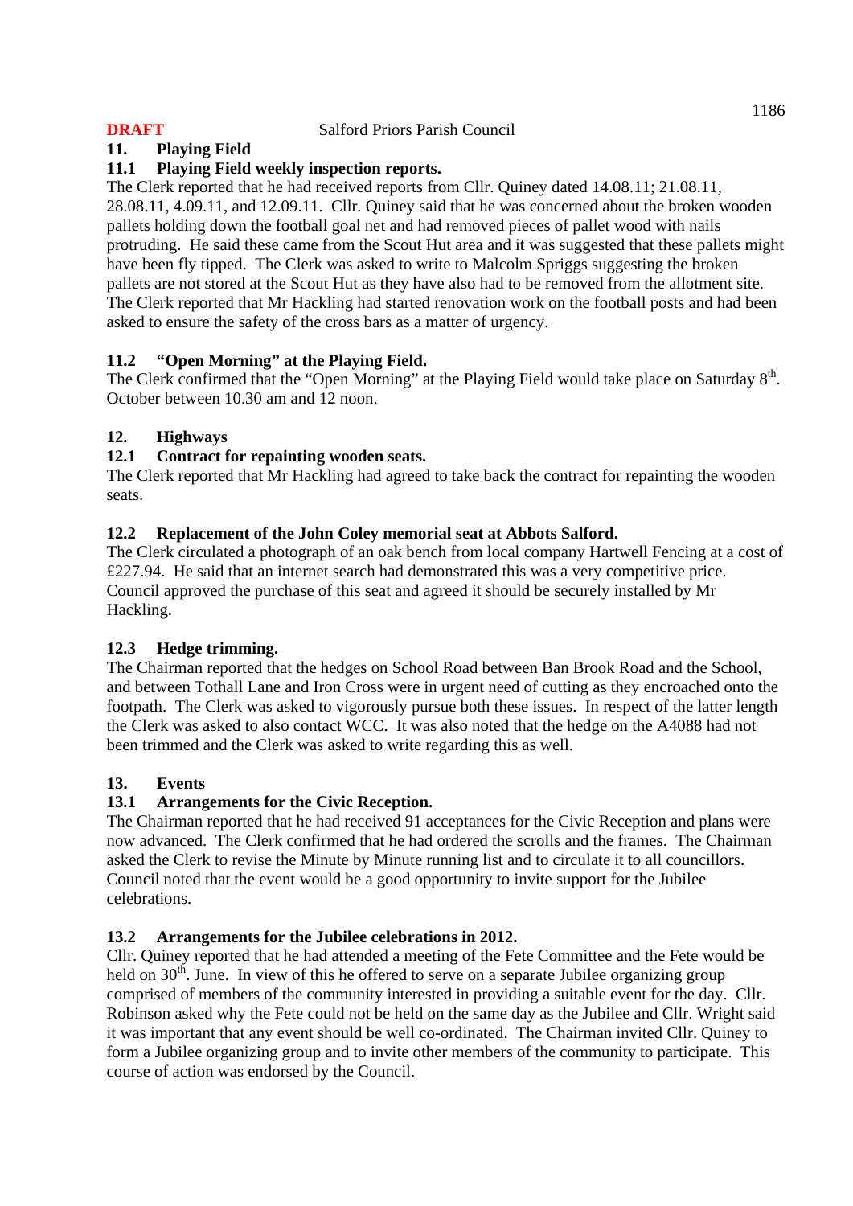**DRAFT** Salford Priors Parish Council

### 11. Playing Field

#### 11.1 Playing Field weekly inspection reports.

The Clerk reported that he had received reports from Cllr. Quiney dated 14.08.11; 21.08.11, 28.08.11, 4.09.11, and 12.09.11. Cllr. Quiney said that he was concerned about the broken wooden pallets holding down the football goal net and had removed pieces of pallet wood with nails protruding. He said these came from the Scout Hut area and it was suggested that these pallets might have been fly tipped. The Clerk was asked to write to Malcolm Spriggs suggesting the broken pallets are not stored at the Scout Hut as they have also had to be removed from the allotment site. The Clerk reported that Mr Hackling had started renovation work on the football posts and had been asked to ensure the safety of the cross bars as a matter of urgency.

#### 11.2 "Open Morning" at the Playing Field.

The Clerk confirmed that the "Open Morning" at the Playing Field would take place on Saturday 8th. October between 10.30 am and 12 noon.

### 12. Highways

#### 12.1 Contract for repainting wooden seats.

The Clerk reported that Mr Hackling had agreed to take back the contract for repainting the wooden seats.

#### 12.2 Replacement of the John Coley memorial seat at Abbots Salford.

The Clerk circulated a photograph of an oak bench from local company Hartwell Fencing at a cost of £227.94. He said that an internet search had demonstrated this was a very competitive price. Council approved the purchase of this seat and agreed it should be securely installed by Mr Hackling.

#### 12.3 Hedge trimming.

The Chairman reported that the hedges on School Road between Ban Brook Road and the School, and between Tothall Lane and Iron Cross were in urgent need of cutting as they encroached onto the footpath. The Clerk was asked to vigorously pursue both these issues. In respect of the latter length the Clerk was asked to also contact WCC. It was also noted that the hedge on the A4088 had not been trimmed and the Clerk was asked to write regarding this as well.

### 13. Events

#### 13.1 Arrangements for the Civic Reception.

The Chairman reported that he had received 91 acceptances for the Civic Reception and plans were now advanced. The Clerk confirmed that he had ordered the scrolls and the frames. The Chairman asked the Clerk to revise the Minute by Minute running list and to circulate it to all councillors. Council noted that the event would be a good opportunity to invite support for the Jubilee celebrations.

#### 13.2 Arrangements for the Jubilee celebrations in 2012.

Cllr. Quiney reported that he had attended a meeting of the Fete Committee and the Fete would be held on 30th. June. In view of this he offered to serve on a separate Jubilee organizing group comprised of members of the community interested in providing a suitable event for the day. Cllr. Robinson asked why the Fete could not be held on the same day as the Jubilee and Cllr. Wright said it was important that any event should be well co-ordinated. The Chairman invited Cllr. Quiney to form a Jubilee organizing group and to invite other members of the community to participate. This course of action was endorsed by the Council.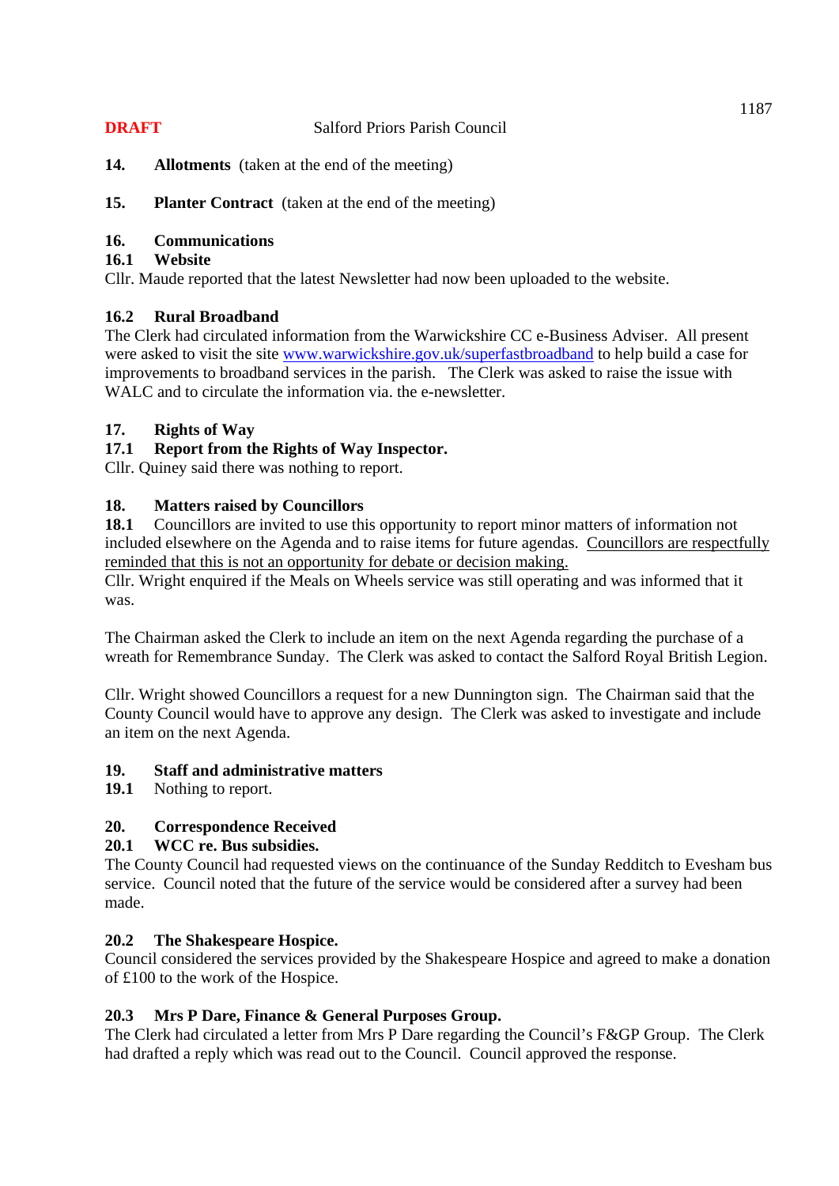**DRAFT** Salford Priors Parish Council

**14. Allotments** (taken at the end of the meeting)

**15. Planter Contract** (taken at the end of the meeting)

**16. Communications**

**16.1 Website**

Cllr. Maude reported that the latest Newsletter had now been uploaded to the website.

**16.2 Rural Broadband**

The Clerk had circulated information from the Warwickshire CC e-Business Adviser. All present were asked to visit the site [www.warwickshire.gov.uk/superfastbroadband](http://www.warwickshire.gov.uk/superfastbroadband) to help build a case for improvements to broadband services in the parish. The Clerk was asked to raise the issue with WALC and to circulate the information via. the e-newsletter.

**17. Rights of Way**

**17.1 Report from the Rights of Way Inspector.**

Cllr. Quiney said there was nothing to report.

**18. Matters raised by Councillors**

**18.1** Councillors are invited to use this opportunity to report minor matters of information not included elsewhere on the Agenda and to raise items for future agendas. <u>Councillors are respectfully reminded that this is not an opportunity for debate or decision making.</u>

Cllr. Wright enquired if the Meals on Wheels service was still operating and was informed that it was.

The Chairman asked the Clerk to include an item on the next Agenda regarding the purchase of a wreath for Remembrance Sunday. The Clerk was asked to contact the Salford Royal British Legion.

Cllr. Wright showed Councillors a request for a new Dunnington sign. The Chairman said that the County Council would have to approve any design. The Clerk was asked to investigate and include an item on the next Agenda.

**19. Staff and administrative matters**

**19.1** Nothing to report.

**20. Correspondence Received**

**20.1 WCC re. Bus subsidies.**

The County Council had requested views on the continuance of the Sunday Redditch to Evesham bus service. Council noted that the future of the service would be considered after a survey had been made.

**20.2 The Shakespeare Hospice.**

Council considered the services provided by the Shakespeare Hospice and agreed to make a donation of £100 to the work of the Hospice.

**20.3 Mrs P Dare, Finance & General Purposes Group.**

The Clerk had circulated a letter from Mrs P Dare regarding the Council's F&GP Group. The Clerk had drafted a reply which was read out to the Council. Council approved the response.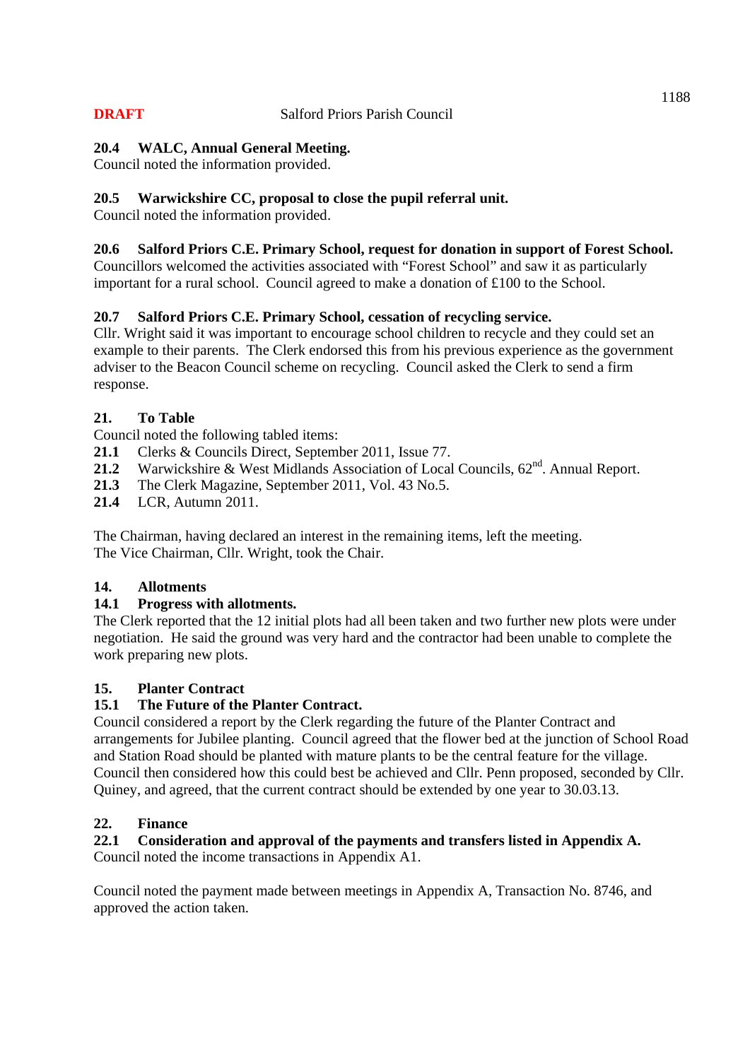**DRAFT** Salford Priors Parish Council

**20.4 WALC, Annual General Meeting.**
Council noted the information provided.

**20.5 Warwickshire CC, proposal to close the pupil referral unit.**
Council noted the information provided.

**20.6 Salford Priors C.E. Primary School, request for donation in support of Forest School.**
Councillors welcomed the activities associated with "Forest School" and saw it as particularly important for a rural school. Council agreed to make a donation of £100 to the School.

**20.7 Salford Priors C.E. Primary School, cessation of recycling service.**
Cllr. Wright said it was important to encourage school children to recycle and they could set an example to their parents. The Clerk endorsed this from his previous experience as the government adviser to the Beacon Council scheme on recycling. Council asked the Clerk to send a firm response.

**21. To Table**
Council noted the following tabled items:
**21.1** Clerks & Councils Direct, September 2011, Issue 77.
**21.2** Warwickshire & West Midlands Association of Local Councils, 62nd. Annual Report.
**21.3** The Clerk Magazine, September 2011, Vol. 43 No.5.
**21.4** LCR, Autumn 2011.

The Chairman, having declared an interest in the remaining items, left the meeting.
The Vice Chairman, Cllr. Wright, took the Chair.

**14. Allotments**
**14.1 Progress with allotments.**
The Clerk reported that the 12 initial plots had all been taken and two further new plots were under negotiation. He said the ground was very hard and the contractor had been unable to complete the work preparing new plots.

**15. Planter Contract**
**15.1 The Future of the Planter Contract.**
Council considered a report by the Clerk regarding the future of the Planter Contract and arrangements for Jubilee planting. Council agreed that the flower bed at the junction of School Road and Station Road should be planted with mature plants to be the central feature for the village. Council then considered how this could best be achieved and Cllr. Penn proposed, seconded by Cllr. Quiney, and agreed, that the current contract should be extended by one year to 30.03.13.

**22. Finance**
**22.1 Consideration and approval of the payments and transfers listed in Appendix A.**
Council noted the income transactions in Appendix A1.

Council noted the payment made between meetings in Appendix A, Transaction No. 8746, and approved the action taken.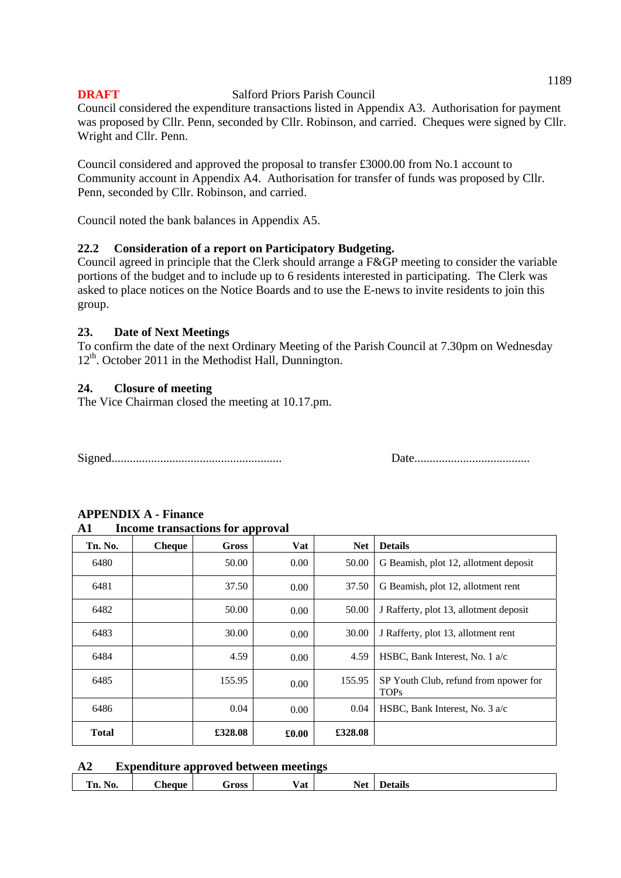**DRAFT** Salford Priors Parish Council

Council considered the expenditure transactions listed in Appendix A3. Authorisation for payment was proposed by Cllr. Penn, seconded by Cllr. Robinson, and carried. Cheques were signed by Cllr. Wright and Cllr. Penn.

Council considered and approved the proposal to transfer £3000.00 from No.1 account to Community account in Appendix A4. Authorisation for transfer of funds was proposed by Cllr. Penn, seconded by Cllr. Robinson, and carried.

Council noted the bank balances in Appendix A5.

### 22.2 Consideration of a report on Participatory Budgeting.

Council agreed in principle that the Clerk should arrange a F&GP meeting to consider the variable portions of the budget and to include up to 6 residents interested in participating. The Clerk was asked to place notices on the Notice Boards and to use the E-news to invite residents to join this group.

### 23. Date of Next Meetings

To confirm the date of the next Ordinary Meeting of the Parish Council at 7.30pm on Wednesday 12th. October 2011 in the Methodist Hall, Dunnington.

### 24. Closure of meeting

The Vice Chairman closed the meeting at 10.17.pm.

Signed....................................................... Date.....................................

## APPENDIX A - Finance

### A1 Income transactions for approval

| Tn. No. | Cheque | Gross | Vat | Net | Details |
|---|---|---|---|---|---|
| 6480 | | 50.00 | 0.00 | 50.00 | G Beamish, plot 12, allotment deposit |
| 6481 | | 37.50 | 0.00 | 37.50 | G Beamish, plot 12, allotment rent |
| 6482 | | 50.00 | 0.00 | 50.00 | J Rafferty, plot 13, allotment deposit |
| 6483 | | 30.00 | 0.00 | 30.00 | J Rafferty, plot 13, allotment rent |
| 6484 | | 4.59 | 0.00 | 4.59 | HSBC, Bank Interest, No. 1 a/c |
| 6485 | | 155.95 | 0.00 | 155.95 | SP Youth Club, refund from npower for TOPs |
| 6486 | | 0.04 | 0.00 | 0.04 | HSBC, Bank Interest, No. 3 a/c |
| **Total** | | **£328.08** | **£0.00** | **£328.08** | |

### A2 Expenditure approved between meetings

| Tn. No. | Cheque | Gross | Vat | Net | Details |
|---|---|---|---|---|---|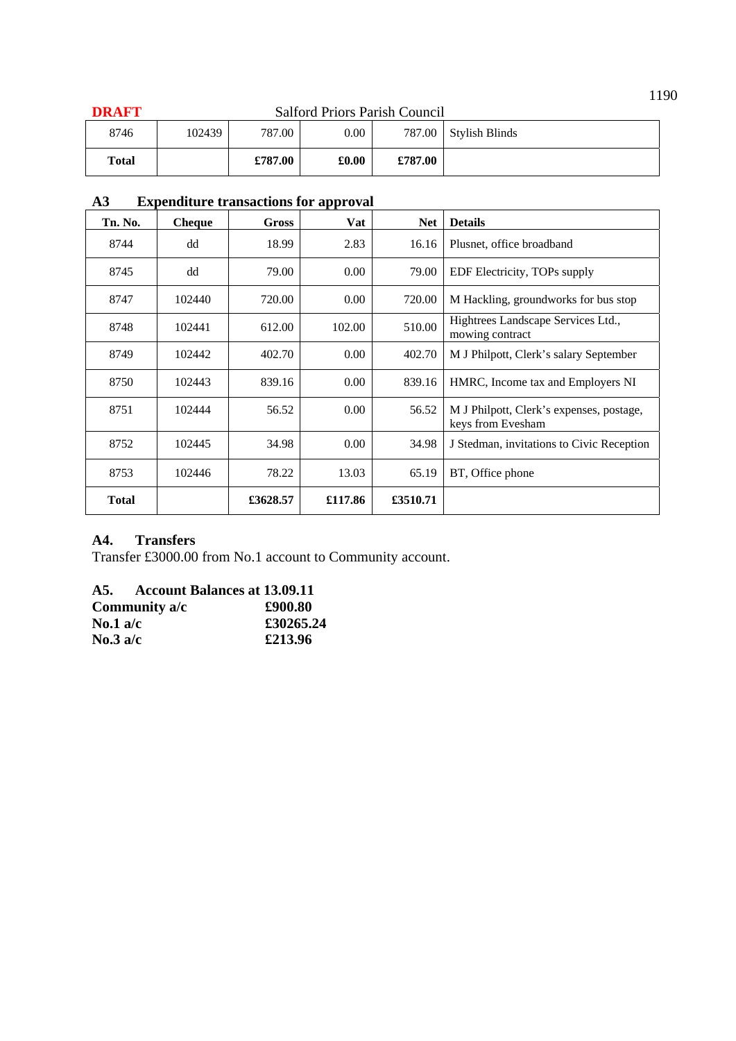**DRAFT** Salford Priors Parish Council

| | | | | | |
|---|---|---|---|---|---|
| 8746 | 102439 | 787.00 | 0.00 | 787.00 | Stylish Blinds |
| **Total** | | **£787.00** | **£0.00** | **£787.00** | |

## A3 Expenditure transactions for approval

| Tn. No. | Cheque | Gross | Vat | Net | Details |
|---|---|---|---|---|---|
| 8744 | dd | 18.99 | 2.83 | 16.16 | Plusnet, office broadband |
| 8745 | dd | 79.00 | 0.00 | 79.00 | EDF Electricity, TOPs supply |
| 8747 | 102440 | 720.00 | 0.00 | 720.00 | M Hackling, groundworks for bus stop |
| 8748 | 102441 | 612.00 | 102.00 | 510.00 | Hightrees Landscape Services Ltd., mowing contract |
| 8749 | 102442 | 402.70 | 0.00 | 402.70 | M J Philpott, Clerk's salary September |
| 8750 | 102443 | 839.16 | 0.00 | 839.16 | HMRC, Income tax and Employers NI |
| 8751 | 102444 | 56.52 | 0.00 | 56.52 | M J Philpott, Clerk's expenses, postage, keys from Evesham |
| 8752 | 102445 | 34.98 | 0.00 | 34.98 | J Stedman, invitations to Civic Reception |
| 8753 | 102446 | 78.22 | 13.03 | 65.19 | BT, Office phone |
| **Total** | | **£3628.57** | **£117.86** | **£3510.71** | |

## A4. Transfers

Transfer £3000.00 from No.1 account to Community account.

## A5. Account Balances at 13.09.11

**Community a/c** **£900.80**
**No.1 a/c** **£30265.24**
**No.3 a/c** **£213.96**